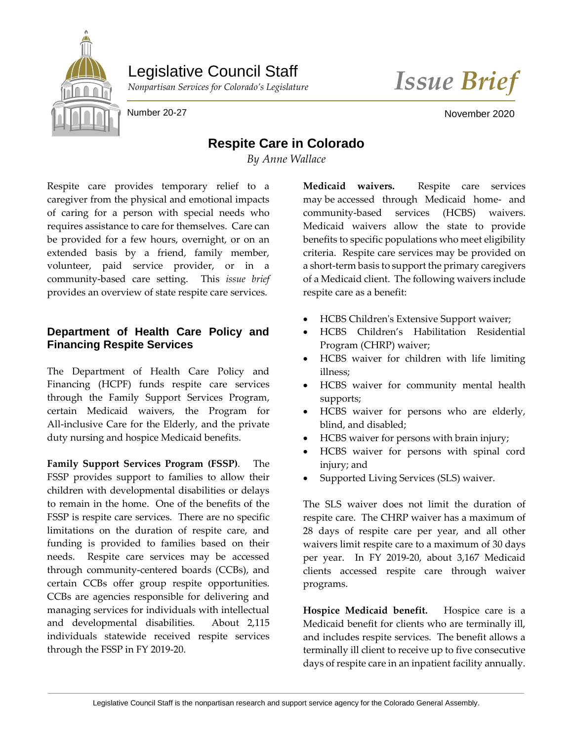Legislative Council Staff

*Nonpartisan Services for Colorado's Legislature*

*Issue Brief*

Number 20-27

November 2020

# Respite Care in Colorado

*By Anne Wallace*

Respite care provides temporary relief to a caregiver from the physical and emotional impacts of caring for a person with special needs who requires assistance to care for themselves. Care can be provided for a few hours, overnight, or on an extended basis by a friend, family member, volunteer, paid service provider, or in a community-based care setting. This *issue brief* provides an overview of state respite care services.

## Department of Health Care Policy and Financing Respite Services

The Department of Health Care Policy and Financing (HCPF) funds respite care services through the Family Support Services Program, certain Medicaid waivers, the Program for All-inclusive Care for the Elderly, and the private duty nursing and hospice Medicaid benefits.

**Family Support Services Program (FSSP)**. The FSSP provides support to families to allow their children with developmental disabilities or delays to remain in the home. One of the benefits of the FSSP is respite care services. There are no specific limitations on the duration of respite care, and funding is provided to families based on their needs. Respite care services may be accessed through community-centered boards (CCBs), and certain CCBs offer group respite opportunities. CCBs are agencies responsible for delivering and managing services for individuals with intellectual and developmental disabilities. About 2,115 individuals statewide received respite services through the FSSP in FY 2019-20.

**Medicaid waivers.** Respite care services may be accessed through Medicaid home- and community-based services (HCBS) waivers. Medicaid waivers allow the state to provide benefits to specific populations who meet eligibility criteria. Respite care services may be provided on a short-term basis to support the primary caregivers of a Medicaid client. The following waivers include respite care as a benefit:

- HCBS Children's Extensive Support waiver;
- HCBS Children's Habilitation Residential Program (CHRP) waiver;
- HCBS waiver for children with life limiting illness;
- HCBS waiver for community mental health supports;
- HCBS waiver for persons who are elderly, blind, and disabled;
- HCBS waiver for persons with brain injury;
- HCBS waiver for persons with spinal cord injury; and
- Supported Living Services (SLS) waiver.

The SLS waiver does not limit the duration of respite care. The CHRP waiver has a maximum of 28 days of respite care per year, and all other waivers limit respite care to a maximum of 30 days per year. In FY 2019-20, about 3,167 Medicaid clients accessed respite care through waiver programs.

**Hospice Medicaid benefit.** Hospice care is a Medicaid benefit for clients who are terminally ill, and includes respite services. The benefit allows a terminally ill client to receive up to five consecutive days of respite care in an inpatient facility annually.

Legislative Council Staff is the nonpartisan research and support service agency for the Colorado General Assembly.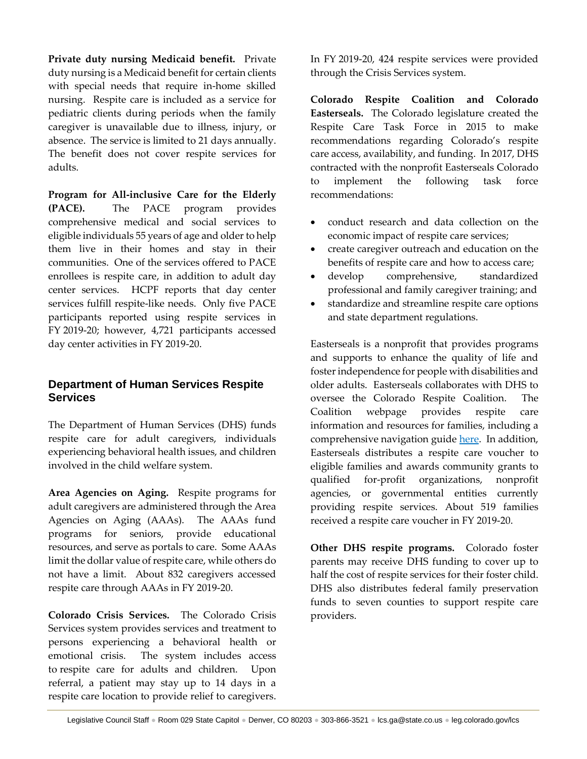**Private duty nursing Medicaid benefit.** Private duty nursing is a Medicaid benefit for certain clients with special needs that require in-home skilled nursing. Respite care is included as a service for pediatric clients during periods when the family caregiver is unavailable due to illness, injury, or absence. The service is limited to 21 days annually. The benefit does not cover respite services for adults.

**Program for All-inclusive Care for the Elderly (PACE).** The PACE program provides comprehensive medical and social services to eligible individuals 55 years of age and older to help them live in their homes and stay in their communities. One of the services offered to PACE enrollees is respite care, in addition to adult day center services. HCPF reports that day center services fulfill respite-like needs. Only five PACE participants reported using respite services in FY 2019-20; however, 4,721 participants accessed day center activities in FY 2019-20.

## Department of Human Services Respite Services

The Department of Human Services (DHS) funds respite care for adult caregivers, individuals experiencing behavioral health issues, and children involved in the child welfare system.

**Area Agencies on Aging.** Respite programs for adult caregivers are administered through the Area Agencies on Aging (AAAs). The AAAs fund programs for seniors, provide educational resources, and serve as portals to care. Some AAAs limit the dollar value of respite care, while others do not have a limit. About 832 caregivers accessed respite care through AAAs in FY 2019-20.

**Colorado Crisis Services.** The Colorado Crisis Services system provides services and treatment to persons experiencing a behavioral health or emotional crisis. The system includes access to respite care for adults and children. Upon referral, a patient may stay up to 14 days in a respite care location to provide relief to caregivers. In FY 2019-20, 424 respite services were provided through the Crisis Services system.

**Colorado Respite Coalition and Colorado Easterseals.** The Colorado legislature created the Respite Care Task Force in 2015 to make recommendations regarding Colorado's respite care access, availability, and funding. In 2017, DHS contracted with the nonprofit Easterseals Colorado to implement the following task force recommendations:

- conduct research and data collection on the economic impact of respite care services;
- create caregiver outreach and education on the benefits of respite care and how to access care;
- develop comprehensive, standardized professional and family caregiver training; and
- standardize and streamline respite care options and state department regulations.

Easterseals is a nonprofit that provides programs and supports to enhance the quality of life and foster independence for people with disabilities and older adults. Easterseals collaborates with DHS to oversee the Colorado Respite Coalition. The Coalition webpage provides respite care information and resources for families, including a comprehensive navigation guide here. In addition, Easterseals distributes a respite care voucher to eligible families and awards community grants to qualified for-profit organizations, nonprofit agencies, or governmental entities currently providing respite services. About 519 families received a respite care voucher in FY 2019-20.

**Other DHS respite programs.** Colorado foster parents may receive DHS funding to cover up to half the cost of respite services for their foster child. DHS also distributes federal family preservation funds to seven counties to support respite care providers.